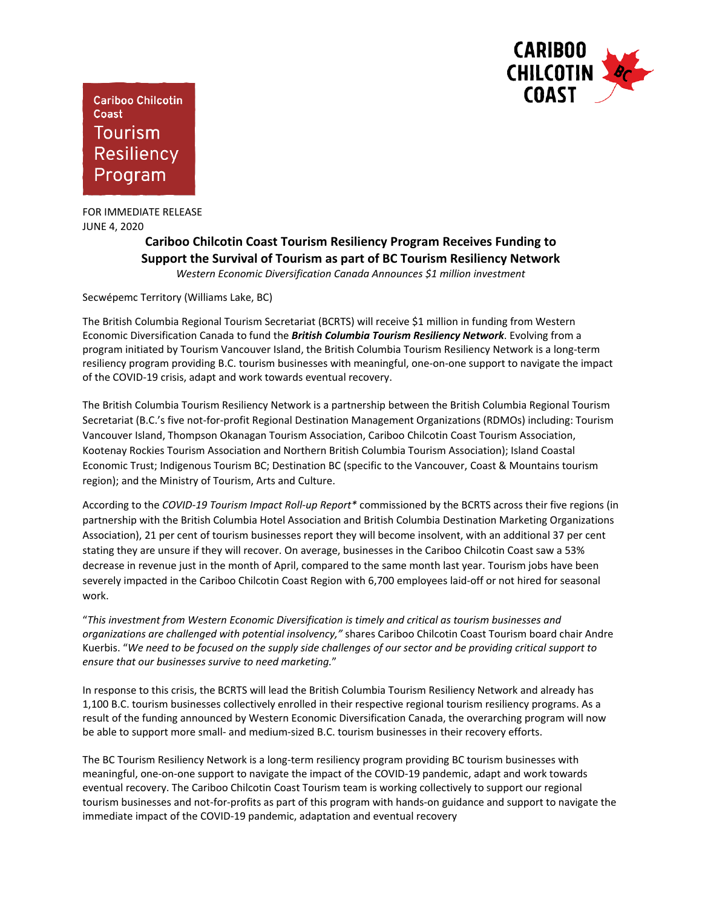Cariboo Chilcotin Coast Tourism Resiliency Program

CARIBOO CHILCOTIN COAST

FOR IMMEDIATE RELEASE
JUNE 4, 2020

## Cariboo Chilcotin Coast Tourism Resiliency Program Receives Funding to Support the Survival of Tourism as part of BC Tourism Resiliency Network

*Western Economic Diversification Canada Announces $1 million investment*

Secwépemc Territory (Williams Lake, BC)

The British Columbia Regional Tourism Secretariat (BCRTS) will receive $1 million in funding from Western Economic Diversification Canada to fund the ***British Columbia Tourism Resiliency Network***. Evolving from a program initiated by Tourism Vancouver Island, the British Columbia Tourism Resiliency Network is a long-term resiliency program providing B.C. tourism businesses with meaningful, one-on-one support to navigate the impact of the COVID-19 crisis, adapt and work towards eventual recovery.

The British Columbia Tourism Resiliency Network is a partnership between the British Columbia Regional Tourism Secretariat (B.C.'s five not-for-profit Regional Destination Management Organizations (RDMOs) including: Tourism Vancouver Island, Thompson Okanagan Tourism Association, Cariboo Chilcotin Coast Tourism Association, Kootenay Rockies Tourism Association and Northern British Columbia Tourism Association); Island Coastal Economic Trust; Indigenous Tourism BC; Destination BC (specific to the Vancouver, Coast & Mountains tourism region); and the Ministry of Tourism, Arts and Culture.

According to the *COVID-19 Tourism Impact Roll-up Report** commissioned by the BCRTS across their five regions (in partnership with the British Columbia Hotel Association and British Columbia Destination Marketing Organizations Association), 21 per cent of tourism businesses report they will become insolvent, with an additional 37 per cent stating they are unsure if they will recover. On average, businesses in the Cariboo Chilcotin Coast saw a 53% decrease in revenue just in the month of April, compared to the same month last year. Tourism jobs have been severely impacted in the Cariboo Chilcotin Coast Region with 6,700 employees laid-off or not hired for seasonal work.

"*This investment from Western Economic Diversification is timely and critical as tourism businesses and organizations are challenged with potential insolvency,"* shares Cariboo Chilcotin Coast Tourism board chair Andre Kuerbis. "*We need to be focused on the supply side challenges of our sector and be providing critical support to ensure that our businesses survive to need marketing.*"

In response to this crisis, the BCRTS will lead the British Columbia Tourism Resiliency Network and already has 1,100 B.C. tourism businesses collectively enrolled in their respective regional tourism resiliency programs. As a result of the funding announced by Western Economic Diversification Canada, the overarching program will now be able to support more small- and medium-sized B.C. tourism businesses in their recovery efforts.

The BC Tourism Resiliency Network is a long-term resiliency program providing BC tourism businesses with meaningful, one-on-one support to navigate the impact of the COVID-19 pandemic, adapt and work towards eventual recovery. The Cariboo Chilcotin Coast Tourism team is working collectively to support our regional tourism businesses and not-for-profits as part of this program with hands-on guidance and support to navigate the immediate impact of the COVID-19 pandemic, adaptation and eventual recovery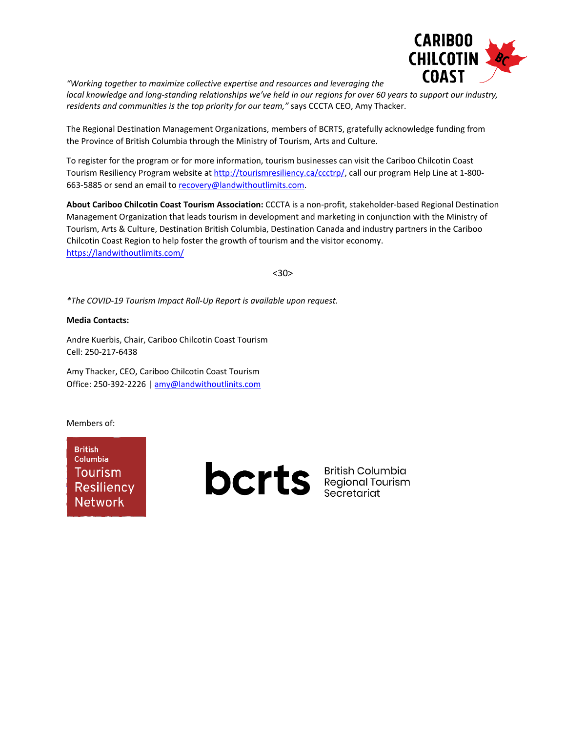*"Working together to maximize collective expertise and resources and leveraging the local knowledge and long-standing relationships we've held in our regions for over 60 years to support our industry, residents and communities is the top priority for our team,"* says CCCTA CEO, Amy Thacker.

The Regional Destination Management Organizations, members of BCRTS, gratefully acknowledge funding from the Province of British Columbia through the Ministry of Tourism, Arts and Culture.

To register for the program or for more information, tourism businesses can visit the Cariboo Chilcotin Coast Tourism Resiliency Program website at http://tourismresiliency.ca/ccctrp/, call our program Help Line at 1-800-663-5885 or send an email to recovery@landwithoutlimits.com.

**About Cariboo Chilcotin Coast Tourism Association:** CCCTA is a non-profit, stakeholder-based Regional Destination Management Organization that leads tourism in development and marketing in conjunction with the Ministry of Tourism, Arts & Culture, Destination British Columbia, Destination Canada and industry partners in the Cariboo Chilcotin Coast Region to help foster the growth of tourism and the visitor economy.
https://landwithoutlimits.com/

<30>

*\*The COVID-19 Tourism Impact Roll-Up Report is available upon request.*

**Media Contacts:**

Andre Kuerbis, Chair, Cariboo Chilcotin Coast Tourism
Cell: 250-217-6438

Amy Thacker, CEO, Cariboo Chilcotin Coast Tourism
Office: 250-392-2226 | amy@landwithoutlinits.com

Members of: